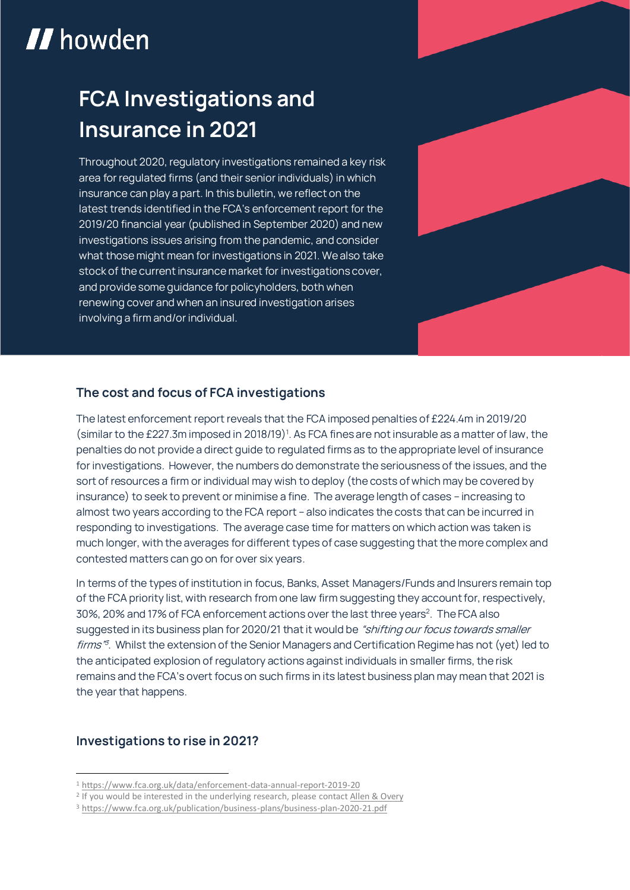howden

# FCA Investigations and Insurance in 2021

Throughout 2020, regulatory investigations remained a key risk area for regulated firms (and their senior individuals) in which insurance can play a part. In this bulletin, we reflect on the latest trends identified in the FCA's enforcement report for the 2019/20 financial year (published in September 2020) and new investigations issues arising from the pandemic, and consider what those might mean for investigations in 2021. We also take stock of the current insurance market for investigations cover, and provide some guidance for policyholders, both when renewing cover and when an insured investigation arises involving a firm and/or individual.

## The cost and focus of FCA investigations

The latest enforcement report reveals that the FCA imposed penalties of £224.4m in 2019/20 (similar to the £227.3m imposed in 2018/19)[1]. As FCA fines are not insurable as a matter of law, the penalties do not provide a direct guide to regulated firms as to the appropriate level of insurance for investigations. However, the numbers do demonstrate the seriousness of the issues, and the sort of resources a firm or individual may wish to deploy (the costs of which may be covered by insurance) to seek to prevent or minimise a fine. The average length of cases – increasing to almost two years according to the FCA report – also indicates the costs that can be incurred in responding to investigations. The average case time for matters on which action was taken is much longer, with the averages for different types of case suggesting that the more complex and contested matters can go on for over six years.

In terms of the types of institution in focus, Banks, Asset Managers/Funds and Insurers remain top of the FCA priority list, with research from one law firm suggesting they account for, respectively, 30%, 20% and 17% of FCA enforcement actions over the last three years[2]. The FCA also suggested in its business plan for 2020/21 that it would be *"shifting our focus towards smaller firms"*[3]. Whilst the extension of the Senior Managers and Certification Regime has not (yet) led to the anticipated explosion of regulatory actions against individuals in smaller firms, the risk remains and the FCA's overt focus on such firms in its latest business plan may mean that 2021 is the year that happens.

## Investigations to rise in 2021?

---

[1] https://www.fca.org.uk/data/enforcement-data-annual-report-2019-20

[2] If you would be interested in the underlying research, please contact Allen & Overy

[3] https://www.fca.org.uk/publication/business-plans/business-plan-2020-21.pdf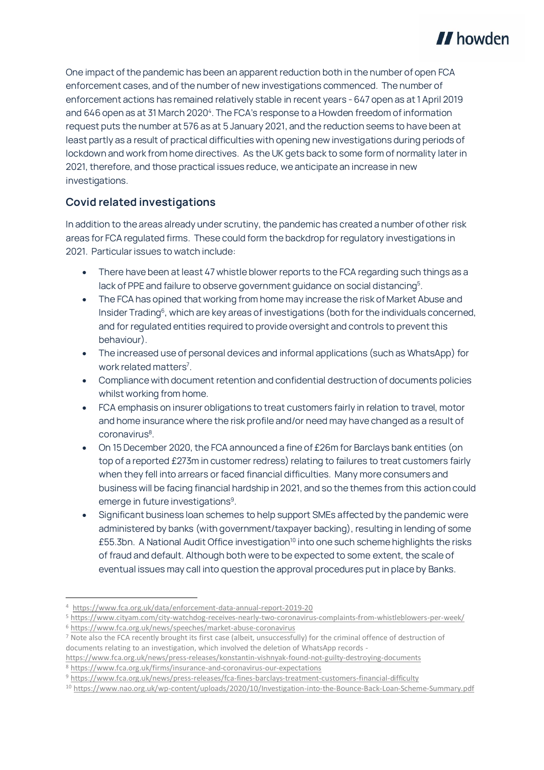One impact of the pandemic has been an apparent reduction both in the number of open FCA enforcement cases, and of the number of new investigations commenced. The number of enforcement actions has remained relatively stable in recent years - 647 open as at 1 April 2019 and 646 open as at 31 March 2020[4]. The FCA's response to a Howden freedom of information request puts the number at 576 as at 5 January 2021, and the reduction seems to have been at least partly as a result of practical difficulties with opening new investigations during periods of lockdown and work from home directives. As the UK gets back to some form of normality later in 2021, therefore, and those practical issues reduce, we anticipate an increase in new investigations.

## Covid related investigations

In addition to the areas already under scrutiny, the pandemic has created a number of other risk areas for FCA regulated firms. These could form the backdrop for regulatory investigations in 2021. Particular issues to watch include:

- There have been at least 47 whistle blower reports to the FCA regarding such things as a lack of PPE and failure to observe government guidance on social distancing[5].
- The FCA has opined that working from home may increase the risk of Market Abuse and Insider Trading[6], which are key areas of investigations (both for the individuals concerned, and for regulated entities required to provide oversight and controls to prevent this behaviour).
- The increased use of personal devices and informal applications (such as WhatsApp) for work related matters[7].
- Compliance with document retention and confidential destruction of documents policies whilst working from home.
- FCA emphasis on insurer obligations to treat customers fairly in relation to travel, motor and home insurance where the risk profile and/or need may have changed as a result of coronavirus[8].
- On 15 December 2020, the FCA announced a fine of £26m for Barclays bank entities (on top of a reported £273m in customer redress) relating to failures to treat customers fairly when they fell into arrears or faced financial difficulties. Many more consumers and business will be facing financial hardship in 2021, and so the themes from this action could emerge in future investigations[9].
- Significant business loan schemes to help support SMEs affected by the pandemic were administered by banks (with government/taxpayer backing), resulting in lending of some £55.3bn. A National Audit Office investigation[10] into one such scheme highlights the risks of fraud and default. Although both were to be expected to some extent, the scale of eventual issues may call into question the approval procedures put in place by Banks.

---

[4] https://www.fca.org.uk/data/enforcement-data-annual-report-2019-20

[5] https://www.cityam.com/city-watchdog-receives-nearly-two-coronavirus-complaints-from-whistleblowers-per-week/

[6] https://www.fca.org.uk/news/speeches/market-abuse-coronavirus

[7] Note also the FCA recently brought its first case (albeit, unsuccessfully) for the criminal offence of destruction of documents relating to an investigation, which involved the deletion of WhatsApp records - https://www.fca.org.uk/news/press-releases/konstantin-vishnyak-found-not-guilty-destroying-documents

[8] https://www.fca.org.uk/firms/insurance-and-coronavirus-our-expectations

[9] https://www.fca.org.uk/news/press-releases/fca-fines-barclays-treatment-customers-financial-difficulty

[10] https://www.nao.org.uk/wp-content/uploads/2020/10/Investigation-into-the-Bounce-Back-Loan-Scheme-Summary.pdf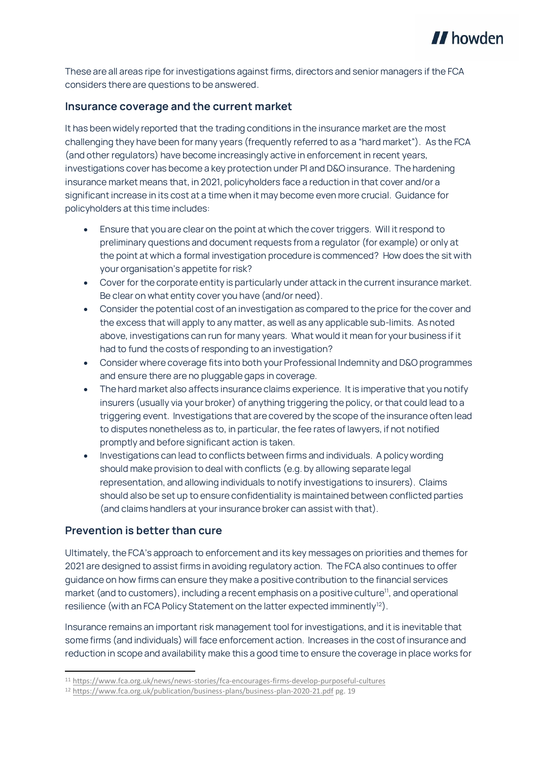These are all areas ripe for investigations against firms, directors and senior managers if the FCA considers there are questions to be answered.

## Insurance coverage and the current market

It has been widely reported that the trading conditions in the insurance market are the most challenging they have been for many years (frequently referred to as a "hard market"). As the FCA (and other regulators) have become increasingly active in enforcement in recent years, investigations cover has become a key protection under PI and D&O insurance. The hardening insurance market means that, in 2021, policyholders face a reduction in that cover and/or a significant increase in its cost at a time when it may become even more crucial. Guidance for policyholders at this time includes:

- Ensure that you are clear on the point at which the cover triggers. Will it respond to preliminary questions and document requests from a regulator (for example) or only at the point at which a formal investigation procedure is commenced? How does the sit with your organisation's appetite for risk?
- Cover for the corporate entity is particularly under attack in the current insurance market. Be clear on what entity cover you have (and/or need).
- Consider the potential cost of an investigation as compared to the price for the cover and the excess that will apply to any matter, as well as any applicable sub-limits. As noted above, investigations can run for many years. What would it mean for your business if it had to fund the costs of responding to an investigation?
- Consider where coverage fits into both your Professional Indemnity and D&O programmes and ensure there are no pluggable gaps in coverage.
- The hard market also affects insurance claims experience. It is imperative that you notify insurers (usually via your broker) of anything triggering the policy, or that could lead to a triggering event. Investigations that are covered by the scope of the insurance often lead to disputes nonetheless as to, in particular, the fee rates of lawyers, if not notified promptly and before significant action is taken.
- Investigations can lead to conflicts between firms and individuals. A policy wording should make provision to deal with conflicts (e.g. by allowing separate legal representation, and allowing individuals to notify investigations to insurers). Claims should also be set up to ensure confidentiality is maintained between conflicted parties (and claims handlers at your insurance broker can assist with that).

## Prevention is better than cure

Ultimately, the FCA's approach to enforcement and its key messages on priorities and themes for 2021 are designed to assist firms in avoiding regulatory action. The FCA also continues to offer guidance on how firms can ensure they make a positive contribution to the financial services market (and to customers), including a recent emphasis on a positive culture[11], and operational resilience (with an FCA Policy Statement on the latter expected imminently[12]).

Insurance remains an important risk management tool for investigations, and it is inevitable that some firms (and individuals) will face enforcement action. Increases in the cost of insurance and reduction in scope and availability make this a good time to ensure the coverage in place works for

---

[11] https://www.fca.org.uk/news/news-stories/fca-encourages-firms-develop-purposeful-cultures

[12] https://www.fca.org.uk/publication/business-plans/business-plan-2020-21.pdf pg. 19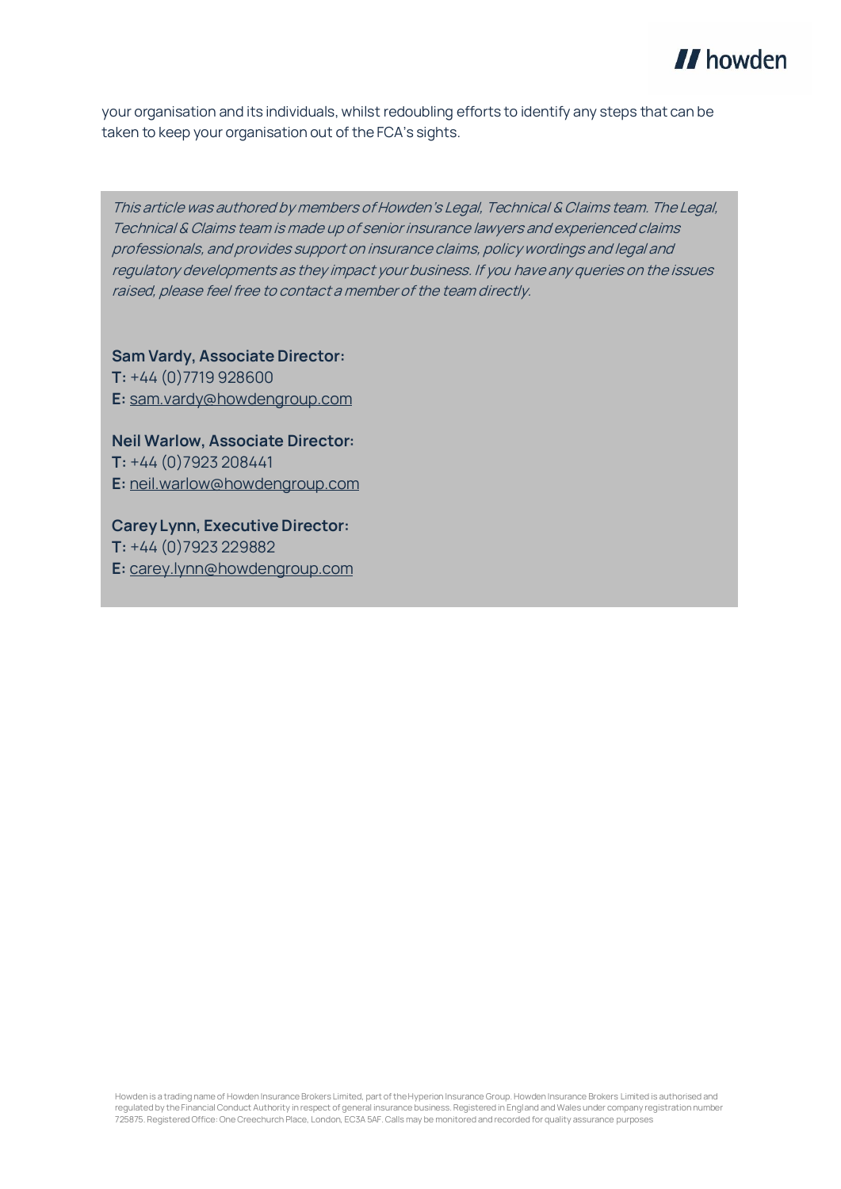your organisation and its individuals, whilst redoubling efforts to identify any steps that can be taken to keep your organisation out of the FCA's sights.

*This article was authored by members of Howden's Legal, Technical & Claims team. The Legal, Technical & Claims team is made up of senior insurance lawyers and experienced claims professionals, and provides support on insurance claims, policy wordings and legal and regulatory developments as they impact your business. If you have any queries on the issues raised, please feel free to contact a member of the team directly.*

**Sam Vardy, Associate Director:**
**T:** +44 (0)7719 928600
**E:** sam.vardy@howdengroup.com

**Neil Warlow, Associate Director:**
**T:** +44 (0)7923 208441
**E:** neil.warlow@howdengroup.com

**Carey Lynn, Executive Director:**
**T:** +44 (0)7923 229882
**E:** carey.lynn@howdengroup.com

Howden is a trading name of Howden Insurance Brokers Limited, part of the Hyperion Insurance Group. Howden Insurance Brokers Limited is authorised and regulated by the Financial Conduct Authority in respect of general insurance business. Registered in England and Wales under company registration number 725875. Registered Office: One Creechurch Place, London, EC3A 5AF. Calls may be monitored and recorded for quality assurance purposes